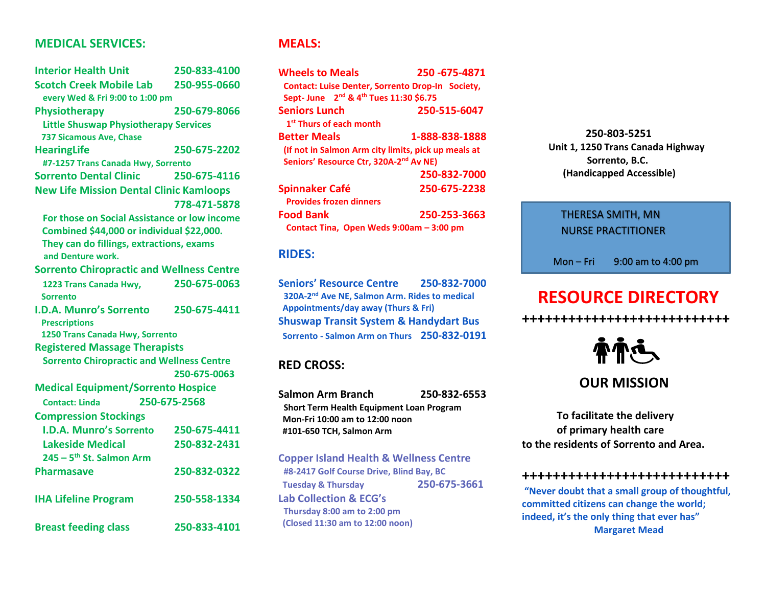## MEDICAL SERVICES:

**Interior Health Unit** 250-833-4100

**Scotch Creek Mobile Lab** 250-955-0660
every Wed & Fri 9:00 to 1:00 pm

**Physiotherapy** 250-679-8066
Little Shuswap Physiotherapy Services
737 Sicamous Ave, Chase

**HearingLife** 250-675-2202
#7-1257 Trans Canada Hwy, Sorrento

**Sorrento Dental Clinic** 250-675-4116

**New Life Mission Dental Clinic Kamloops**
778-471-5878
For those on Social Assistance or low income Combined $44,000 or individual $22,000. They can do fillings, extractions, exams and Denture work.

**Sorrento Chiropractic and Wellness Centre**
1223 Trans Canada Hwy, Sorrento 250-675-0063

**I.D.A. Munro's Sorrento** 250-675-4411
Prescriptions
1250 Trans Canada Hwy, Sorrento

**Registered Massage Therapists**
Sorrento Chiropractic and Wellness Centre
250-675-0063

**Medical Equipment/Sorrento Hospice**
Contact: Linda 250-675-2568

**Compression Stockings**
I.D.A. Munro's Sorrento 250-675-4411
Lakeside Medical 250-832-2431
245 – 5th St. Salmon Arm

**Pharmasave** 250-832-0322

**IHA Lifeline Program** 250-558-1334

**Breast feeding class** 250-833-4101

## MEALS:

**Wheels to Meals** 250 -675-4871
Contact: Luise Denter, Sorrento Drop-In Society, Sept- June 2nd & 4th Tues 11:30 $6.75

**Seniors Lunch** 250-515-6047
1st Thurs of each month

**Better Meals** 1-888-838-1888
(If not in Salmon Arm city limits, pick up meals at Seniors' Resource Ctr, 320A-2nd Av NE)
250-832-7000

**Spinnaker Café** 250-675-2238
Provides frozen dinners

**Food Bank** 250-253-3663
Contact Tina, Open Weds 9:00am – 3:00 pm

## RIDES:

**Seniors' Resource Centre** 250-832-7000
320A-2nd Ave NE, Salmon Arm. Rides to medical Appointments/day away (Thurs & Fri)

**Shuswap Transit System & Handydart Bus**
Sorrento - Salmon Arm on Thurs 250-832-0191

## RED CROSS:

**Salmon Arm Branch** 250-832-6553
Short Term Health Equipment Loan Program
Mon-Fri 10:00 am to 12:00 noon
#101-650 TCH, Salmon Arm

**Copper Island Health & Wellness Centre**
#8-2417 Golf Course Drive, Blind Bay, BC
Tuesday & Thursday 250-675-3661

**Lab Collection & ECG's**
Thursday 8:00 am to 2:00 pm
(Closed 11:30 am to 12:00 noon)

---

**250-803-5251**
**Unit 1, 1250 Trans Canada Highway**
**Sorrento, B.C.**
**(Handicapped Accessible)**

THERESA SMITH, MN
NURSE PRACTITIONER

Mon – Fri 9:00 am to 4:00 pm

# RESOURCE DIRECTORY

++++++++++++++++++++++++++++

## OUR MISSION

**To facilitate the delivery of primary health care to the residents of Sorrento and Area.**

++++++++++++++++++++++++++++

**"Never doubt that a small group of thoughtful, committed citizens can change the world; indeed, it's the only thing that ever has"**
**Margaret Mead**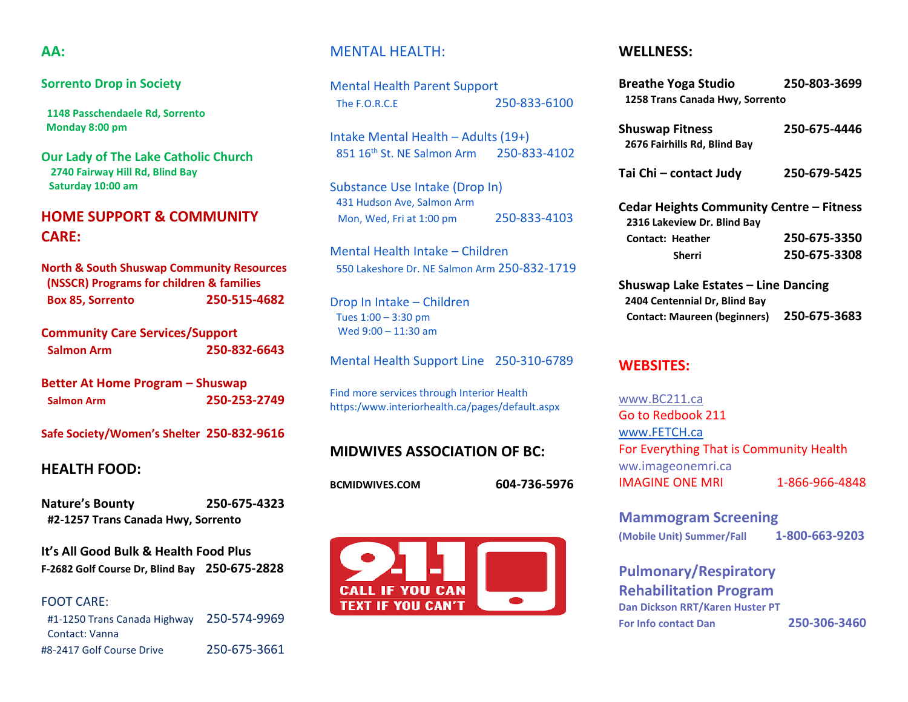## AA:

### Sorrento Drop in Society

**1148 Passchendaele Rd, Sorrento**
**Monday 8:00 pm**

### Our Lady of The Lake Catholic Church

**2740 Fairway Hill Rd, Blind Bay**
**Saturday 10:00 am**

## HOME SUPPORT & COMMUNITY CARE:

**North & South Shuswap Community Resources (NSSCR) Programs for children & families**
**Box 85, Sorrento** **250-515-4682**

**Community Care Services/Support**
**Salmon Arm** **250-832-6643**

**Better At Home Program – Shuswap**
**Salmon Arm** **250-253-2749**

**Safe Society/Women's Shelter** **250-832-9616**

## HEALTH FOOD:

**Nature's Bounty** **250-675-4323**
**#2-1257 Trans Canada Hwy, Sorrento**

**It's All Good Bulk & Health Food Plus**
**F-2682 Golf Course Dr, Blind Bay** **250-675-2828**

### FOOT CARE:

#1-1250 Trans Canada Highway 250-574-9969
Contact: Vanna
#8-2417 Golf Course Drive 250-675-3661

## MENTAL HEALTH:

Mental Health Parent Support
The F.O.R.C.E 250-833-6100

Intake Mental Health – Adults (19+)
851 16th St. NE Salmon Arm 250-833-4102

Substance Use Intake (Drop In)
431 Hudson Ave, Salmon Arm
Mon, Wed, Fri at 1:00 pm 250-833-4103

Mental Health Intake – Children
550 Lakeshore Dr. NE Salmon Arm 250-832-1719

Drop In Intake – Children
Tues 1:00 – 3:30 pm
Wed 9:00 – 11:30 am

Mental Health Support Line 250-310-6789

Find more services through Interior Health
https:/www.interiorhealth.ca/pages/default.aspx

## MIDWIVES ASSOCIATION OF BC:

**BCMIDWIVES.COM** **604-736-5976**

9-1-1 CALL IF YOU CAN TEXT IF YOU CAN'T

## WELLNESS:

**Breathe Yoga Studio** **250-803-3699**
**1258 Trans Canada Hwy, Sorrento**

**Shuswap Fitness** **250-675-4446**
**2676 Fairhills Rd, Blind Bay**

**Tai Chi – contact Judy** **250-679-5425**

**Cedar Heights Community Centre – Fitness**
**2316 Lakeview Dr. Blind Bay**
**Contact: Heather** **250-675-3350**
**Sherri** **250-675-3308**

**Shuswap Lake Estates – Line Dancing**
**2404 Centennial Dr, Blind Bay**
**Contact: Maureen (beginners)** **250-675-3683**

## WEBSITES:

www.BC211.ca
Go to Redbook 211
www.FETCH.ca
For Everything That is Community Health
ww.imageonemri.ca
IMAGINE ONE MRI 1-866-966-4848

### Mammogram Screening

**(Mobile Unit) Summer/Fall** **1-800-663-9203**

### Pulmonary/Respiratory Rehabilitation Program

**Dan Dickson RRT/Karen Huster PT**
**For Info contact Dan** **250-306-3460**